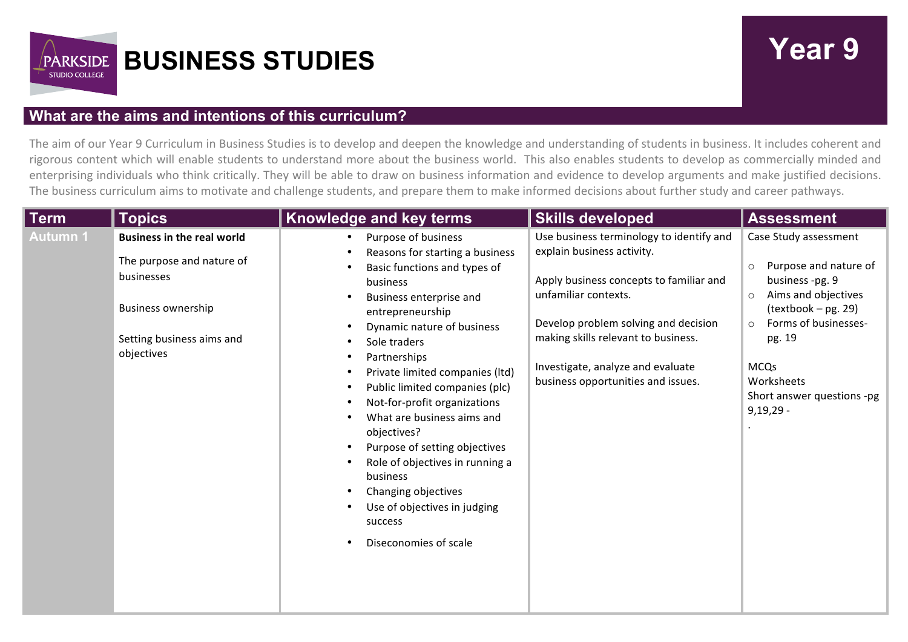# BUSINESS STUDIES

**Year 9**

## What are the aims and intentions of this curriculum?

The aim of our Year 9 Curriculum in Business Studies is to develop and deepen the knowledge and understanding of students in business. It includes coherent and rigorous content which will enable students to understand more about the business world. This also enables students to develop as commercially minded and enterprising individuals who think critically. They will be able to draw on business information and evidence to develop arguments and make justified decisions. The business curriculum aims to motivate and challenge students, and prepare them to make informed decisions about further study and career pathways.

| Term | Topics | Knowledge and key terms | Skills developed | Assessment |
|---|---|---|---|---|
| Autumn 1 | **Business in the real world**<br><br>The purpose and nature of businesses<br><br>Business ownership<br><br>Setting business aims and objectives | • Purpose of business<br>• Reasons for starting a business<br>• Basic functions and types of business<br>• Business enterprise and entrepreneurship<br>• Dynamic nature of business<br>• Sole traders<br>• Partnerships<br>• Private limited companies (ltd)<br>• Public limited companies (plc)<br>• Not-for-profit organizations<br>• What are business aims and objectives?<br>• Purpose of setting objectives<br>• Role of objectives in running a business<br>• Changing objectives<br>• Use of objectives in judging success<br>• Diseconomies of scale | Use business terminology to identify and explain business activity.<br><br>Apply business concepts to familiar and unfamiliar contexts.<br><br>Develop problem solving and decision making skills relevant to business.<br><br>Investigate, analyze and evaluate business opportunities and issues. | Case Study assessment<br><br>○ Purpose and nature of business -pg. 9<br>○ Aims and objectives (textbook – pg. 29)<br>○ Forms of businesses-pg. 19<br><br>MCQs<br>Worksheets<br>Short answer questions -pg 9,19,29 -<br>. |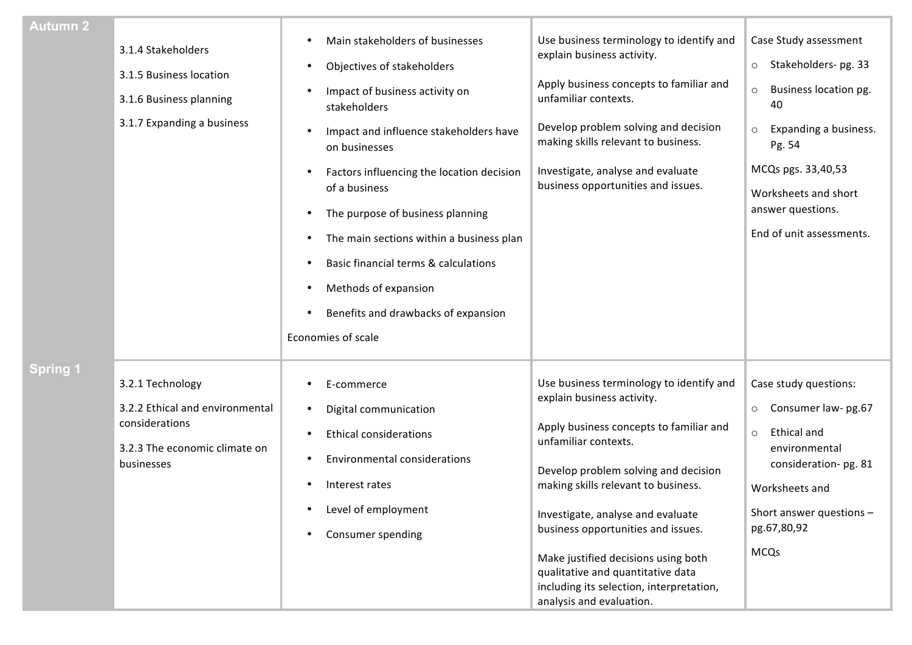| | | | | |
|---|---|---|---|---|
| **Autumn 2** | 3.1.4 Stakeholders<br>3.1.5 Business location<br>3.1.6 Business planning<br>3.1.7 Expanding a business | • Main stakeholders of businesses<br>• Objectives of stakeholders<br>• Impact of business activity on stakeholders<br>• Impact and influence stakeholders have on businesses<br>• Factors influencing the location decision of a business<br>• The purpose of business planning<br>• The main sections within a business plan<br>• Basic financial terms & calculations<br>• Methods of expansion<br>• Benefits and drawbacks of expansion<br>Economies of scale | Use business terminology to identify and explain business activity.<br><br>Apply business concepts to familiar and unfamiliar contexts.<br><br>Develop problem solving and decision making skills relevant to business.<br><br>Investigate, analyse and evaluate business opportunities and issues. | Case Study assessment<br>○ Stakeholders- pg. 33<br>○ Business location pg. 40<br>○ Expanding a business. Pg. 54<br>MCQs pgs. 33,40,53<br>Worksheets and short answer questions.<br>End of unit assessments. |
| **Spring 1** | 3.2.1 Technology<br>3.2.2 Ethical and environmental considerations<br>3.2.3 The economic climate on businesses | • E-commerce<br>• Digital communication<br>• Ethical considerations<br>• Environmental considerations<br>• Interest rates<br>• Level of employment<br>• Consumer spending | Use business terminology to identify and explain business activity.<br><br>Apply business concepts to familiar and unfamiliar contexts.<br><br>Develop problem solving and decision making skills relevant to business.<br><br>Investigate, analyse and evaluate business opportunities and issues.<br><br>Make justified decisions using both qualitative and quantitative data including its selection, interpretation, analysis and evaluation. | Case study questions:<br>○ Consumer law- pg.67<br>○ Ethical and environmental consideration- pg. 81<br>Worksheets and<br>Short answer questions – pg.67,80,92<br>MCQs |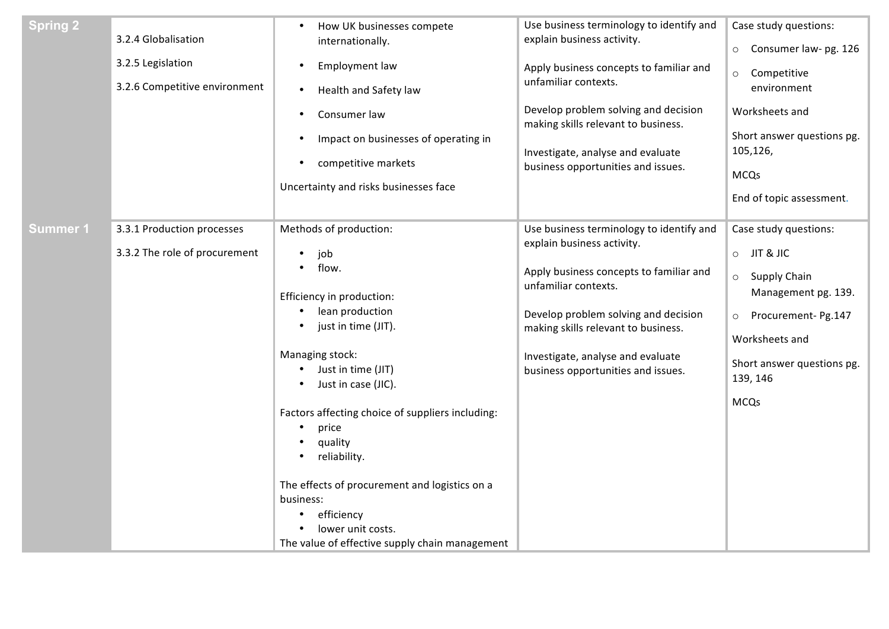| Spring 2 | 3.2.4 Globalisation<br><br>3.2.5 Legislation<br><br>3.2.6 Competitive environment | • How UK businesses compete internationally.<br>• Employment law<br>• Health and Safety law<br>• Consumer law<br>• Impact on businesses of operating in<br>• competitive markets<br><br>Uncertainty and risks businesses face | Use business terminology to identify and explain business activity.<br><br>Apply business concepts to familiar and unfamiliar contexts.<br><br>Develop problem solving and decision making skills relevant to business.<br><br>Investigate, analyse and evaluate business opportunities and issues. | Case study questions:<br>○ Consumer law- pg. 126<br>○ Competitive environment<br><br>Worksheets and<br><br>Short answer questions pg. 105,126,<br><br>MCQs<br><br>End of topic assessment. |
|---|---|---|---|---|
| Summer 1 | 3.3.1 Production processes<br><br>3.3.2 The role of procurement | Methods of production:<br>• job<br>• flow.<br><br>Efficiency in production:<br>• lean production<br>• just in time (JIT).<br><br>Managing stock:<br>• Just in time (JIT)<br>• Just in case (JIC).<br><br>Factors affecting choice of suppliers including:<br>• price<br>• quality<br>• reliability.<br><br>The effects of procurement and logistics on a business:<br>• efficiency<br>• lower unit costs.<br><br>The value of effective supply chain management | Use business terminology to identify and explain business activity.<br><br>Apply business concepts to familiar and unfamiliar contexts.<br><br>Develop problem solving and decision making skills relevant to business.<br><br>Investigate, analyse and evaluate business opportunities and issues. | Case study questions:<br>○ JIT & JIC<br>○ Supply Chain Management pg. 139.<br>○ Procurement- Pg.147<br><br>Worksheets and<br><br>Short answer questions pg. 139, 146<br><br>MCQs |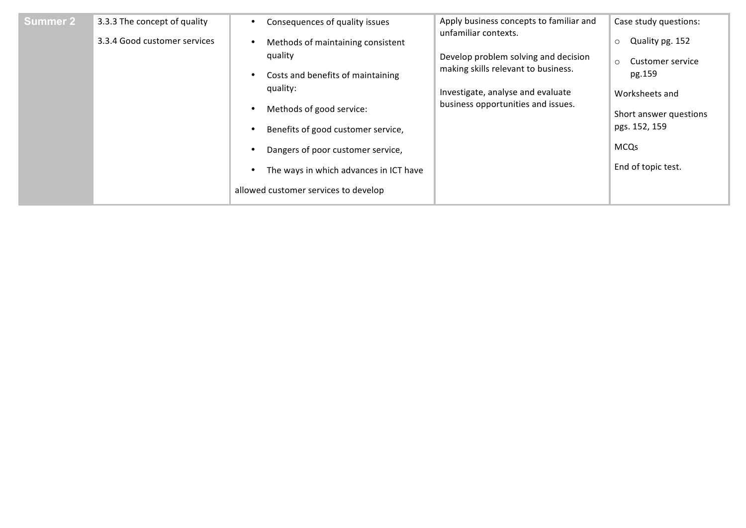| | | | | |
|---|---|---|---|---|
| **Summer 2** | 3.3.3 The concept of quality<br><br>3.3.4 Good customer services | • Consequences of quality issues<br>• Methods of maintaining consistent quality<br>• Costs and benefits of maintaining quality:<br>• Methods of good service:<br>• Benefits of good customer service,<br>• Dangers of poor customer service,<br>• The ways in which advances in ICT have<br>allowed customer services to develop | Apply business concepts to familiar and unfamiliar contexts.<br><br>Develop problem solving and decision making skills relevant to business.<br><br>Investigate, analyse and evaluate business opportunities and issues. | Case study questions:<br>○ Quality pg. 152<br>○ Customer service pg.159<br>Worksheets and<br>Short answer questions pgs. 152, 159<br>MCQs<br>End of topic test. |